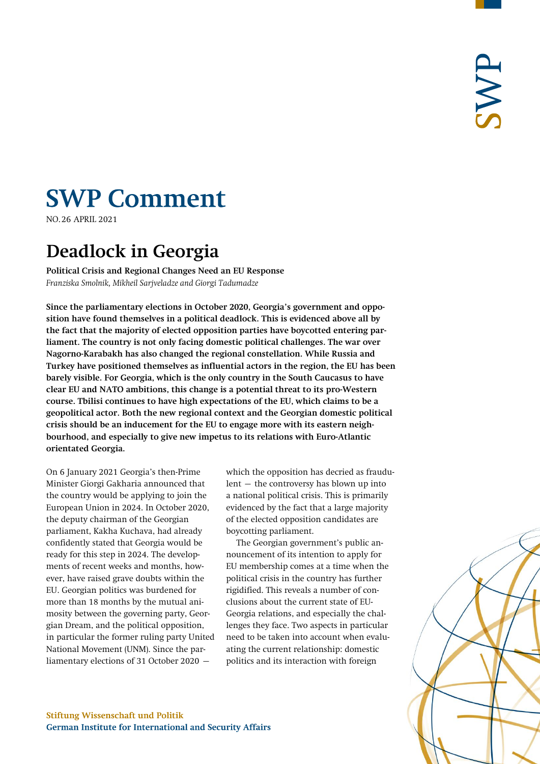# SWP Comment

NO.26 APRIL 2021

## Deadlock in Georgia

**Political Crisis and Regional Changes Need an EU Response**

*Franziska Smolnik, Mikheil Sarjveladze and Giorgi Tadumadze*

**Since the parliamentary elections in October 2020, Georgia's government and opposition have found themselves in a political deadlock. This is evidenced above all by the fact that the majority of elected opposition parties have boycotted entering parliament. The country is not only facing domestic political challenges. The war over Nagorno-Karabakh has also changed the regional constellation. While Russia and Turkey have positioned themselves as influential actors in the region, the EU has been barely visible. For Georgia, which is the only country in the South Caucasus to have clear EU and NATO ambitions, this change is a potential threat to its pro-Western course. Tbilisi continues to have high expectations of the EU, which claims to be a geopolitical actor. Both the new regional context and the Georgian domestic political crisis should be an inducement for the EU to engage more with its eastern neighbourhood, and especially to give new impetus to its relations with Euro-Atlantic orientated Georgia.**

On 6 January 2021 Georgia's then-Prime Minister Giorgi Gakharia announced that the country would be applying to join the European Union in 2024. In October 2020, the deputy chairman of the Georgian parliament, Kakha Kuchava, had already confidently stated that Georgia would be ready for this step in 2024. The developments of recent weeks and months, however, have raised grave doubts within the EU. Georgian politics was burdened for more than 18 months by the mutual animosity between the governing party, Georgian Dream, and the political opposition, in particular the former ruling party United National Movement (UNM). Since the parliamentary elections of 31 October 2020 — which the opposition has decried as fraudulent — the controversy has blown up into a national political crisis. This is primarily evidenced by the fact that a large majority of the elected opposition candidates are boycotting parliament.

The Georgian government's public announcement of its intention to apply for EU membership comes at a time when the political crisis in the country has further rigidified. This reveals a number of conclusions about the current state of EU-Georgia relations, and especially the challenges they face. Two aspects in particular need to be taken into account when evaluating the current relationship: domestic politics and its interaction with foreign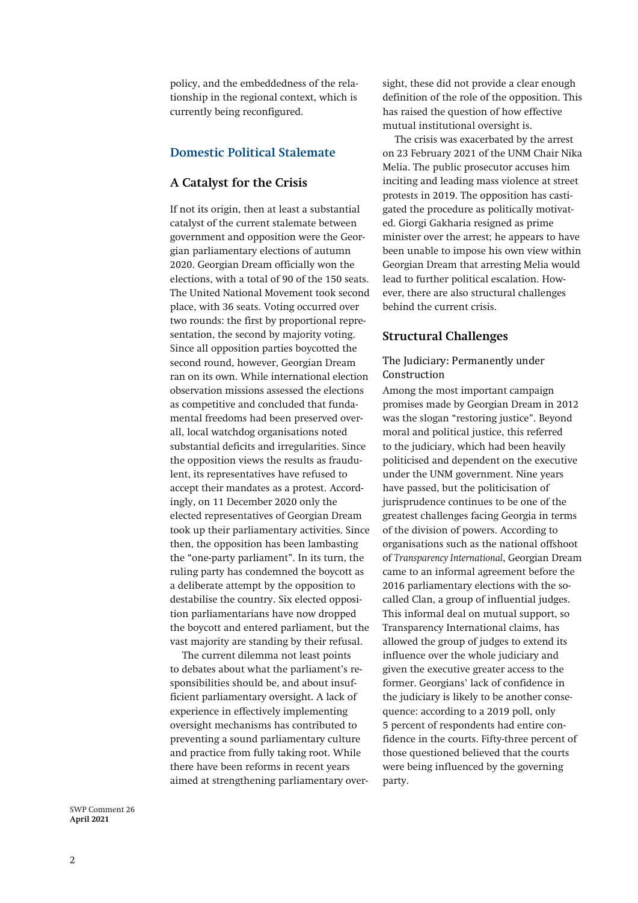policy, and the embeddedness of the relationship in the regional context, which is currently being reconfigured.

## Domestic Political Stalemate

### A Catalyst for the Crisis

If not its origin, then at least a substantial catalyst of the current stalemate between government and opposition were the Georgian parliamentary elections of autumn 2020. Georgian Dream officially won the elections, with a total of 90 of the 150 seats. The United National Movement took second place, with 36 seats. Voting occurred over two rounds: the first by proportional representation, the second by majority voting. Since all opposition parties boycotted the second round, however, Georgian Dream ran on its own. While international election observation missions assessed the elections as competitive and concluded that fundamental freedoms had been preserved overall, local watchdog organisations noted substantial deficits and irregularities. Since the opposition views the results as fraudulent, its representatives have refused to accept their mandates as a protest. Accordingly, on 11 December 2020 only the elected representatives of Georgian Dream took up their parliamentary activities. Since then, the opposition has been lambasting the "one-party parliament". In its turn, the ruling party has condemned the boycott as a deliberate attempt by the opposition to destabilise the country. Six elected opposition parliamentarians have now dropped the boycott and entered parliament, but the vast majority are standing by their refusal.

The current dilemma not least points to debates about what the parliament's responsibilities should be, and about insufficient parliamentary oversight. A lack of experience in effectively implementing oversight mechanisms has contributed to preventing a sound parliamentary culture and practice from fully taking root. While there have been reforms in recent years aimed at strengthening parliamentary oversight, these did not provide a clear enough definition of the role of the opposition. This has raised the question of how effective mutual institutional oversight is.

The crisis was exacerbated by the arrest on 23 February 2021 of the UNM Chair Nika Melia. The public prosecutor accuses him inciting and leading mass violence at street protests in 2019. The opposition has castigated the procedure as politically motivated. Giorgi Gakharia resigned as prime minister over the arrest; he appears to have been unable to impose his own view within Georgian Dream that arresting Melia would lead to further political escalation. However, there are also structural challenges behind the current crisis.

### Structural Challenges

#### The Judiciary: Permanently under Construction

Among the most important campaign promises made by Georgian Dream in 2012 was the slogan "restoring justice". Beyond moral and political justice, this referred to the judiciary, which had been heavily politicised and dependent on the executive under the UNM government. Nine years have passed, but the politicisation of jurisprudence continues to be one of the greatest challenges facing Georgia in terms of the division of powers. According to organisations such as the national offshoot of *Transparency International*, Georgian Dream came to an informal agreement before the 2016 parliamentary elections with the so-called Clan, a group of influential judges. This informal deal on mutual support, so Transparency International claims, has allowed the group of judges to extend its influence over the whole judiciary and given the executive greater access to the former. Georgians' lack of confidence in the judiciary is likely to be another consequence: according to a 2019 poll, only 5 percent of respondents had entire confidence in the courts. Fifty-three percent of those questioned believed that the courts were being influenced by the governing party.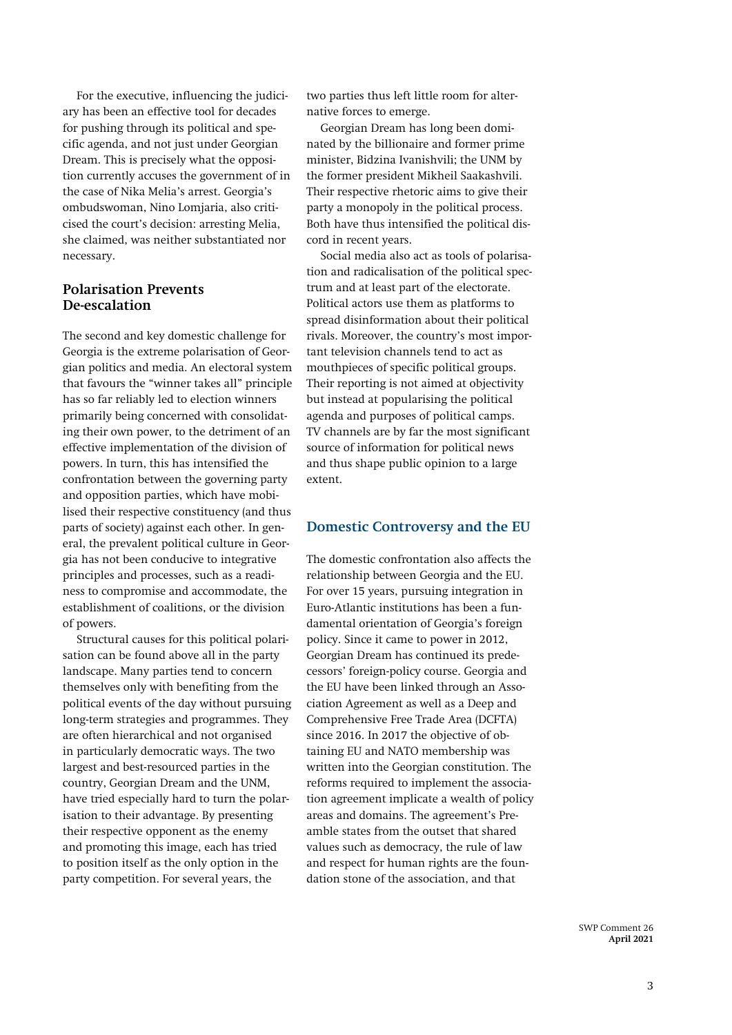For the executive, influencing the judiciary has been an effective tool for decades for pushing through its political and specific agenda, and not just under Georgian Dream. This is precisely what the opposition currently accuses the government of in the case of Nika Melia's arrest. Georgia's ombudswoman, Nino Lomjaria, also criticised the court's decision: arresting Melia, she claimed, was neither substantiated nor necessary.

## Polarisation Prevents De-escalation

The second and key domestic challenge for Georgia is the extreme polarisation of Georgian politics and media. An electoral system that favours the "winner takes all" principle has so far reliably led to election winners primarily being concerned with consolidating their own power, to the detriment of an effective implementation of the division of powers. In turn, this has intensified the confrontation between the governing party and opposition parties, which have mobilised their respective constituency (and thus parts of society) against each other. In general, the prevalent political culture in Georgia has not been conducive to integrative principles and processes, such as a readiness to compromise and accommodate, the establishment of coalitions, or the division of powers.

Structural causes for this political polarisation can be found above all in the party landscape. Many parties tend to concern themselves only with benefiting from the political events of the day without pursuing long-term strategies and programmes. They are often hierarchical and not organised in particularly democratic ways. The two largest and best-resourced parties in the country, Georgian Dream and the UNM, have tried especially hard to turn the polarisation to their advantage. By presenting their respective opponent as the enemy and promoting this image, each has tried to position itself as the only option in the party competition. For several years, the two parties thus left little room for alternative forces to emerge.

Georgian Dream has long been dominated by the billionaire and former prime minister, Bidzina Ivanishvili; the UNM by the former president Mikheil Saakashvili. Their respective rhetoric aims to give their party a monopoly in the political process. Both have thus intensified the political discord in recent years.

Social media also act as tools of polarisation and radicalisation of the political spectrum and at least part of the electorate. Political actors use them as platforms to spread disinformation about their political rivals. Moreover, the country's most important television channels tend to act as mouthpieces of specific political groups. Their reporting is not aimed at objectivity but instead at popularising the political agenda and purposes of political camps. TV channels are by far the most significant source of information for political news and thus shape public opinion to a large extent.

## Domestic Controversy and the EU

The domestic confrontation also affects the relationship between Georgia and the EU. For over 15 years, pursuing integration in Euro-Atlantic institutions has been a fundamental orientation of Georgia's foreign policy. Since it came to power in 2012, Georgian Dream has continued its predecessors' foreign-policy course. Georgia and the EU have been linked through an Association Agreement as well as a Deep and Comprehensive Free Trade Area (DCFTA) since 2016. In 2017 the objective of obtaining EU and NATO membership was written into the Georgian constitution. The reforms required to implement the association agreement implicate a wealth of policy areas and domains. The agreement's Preamble states from the outset that shared values such as democracy, the rule of law and respect for human rights are the foundation stone of the association, and that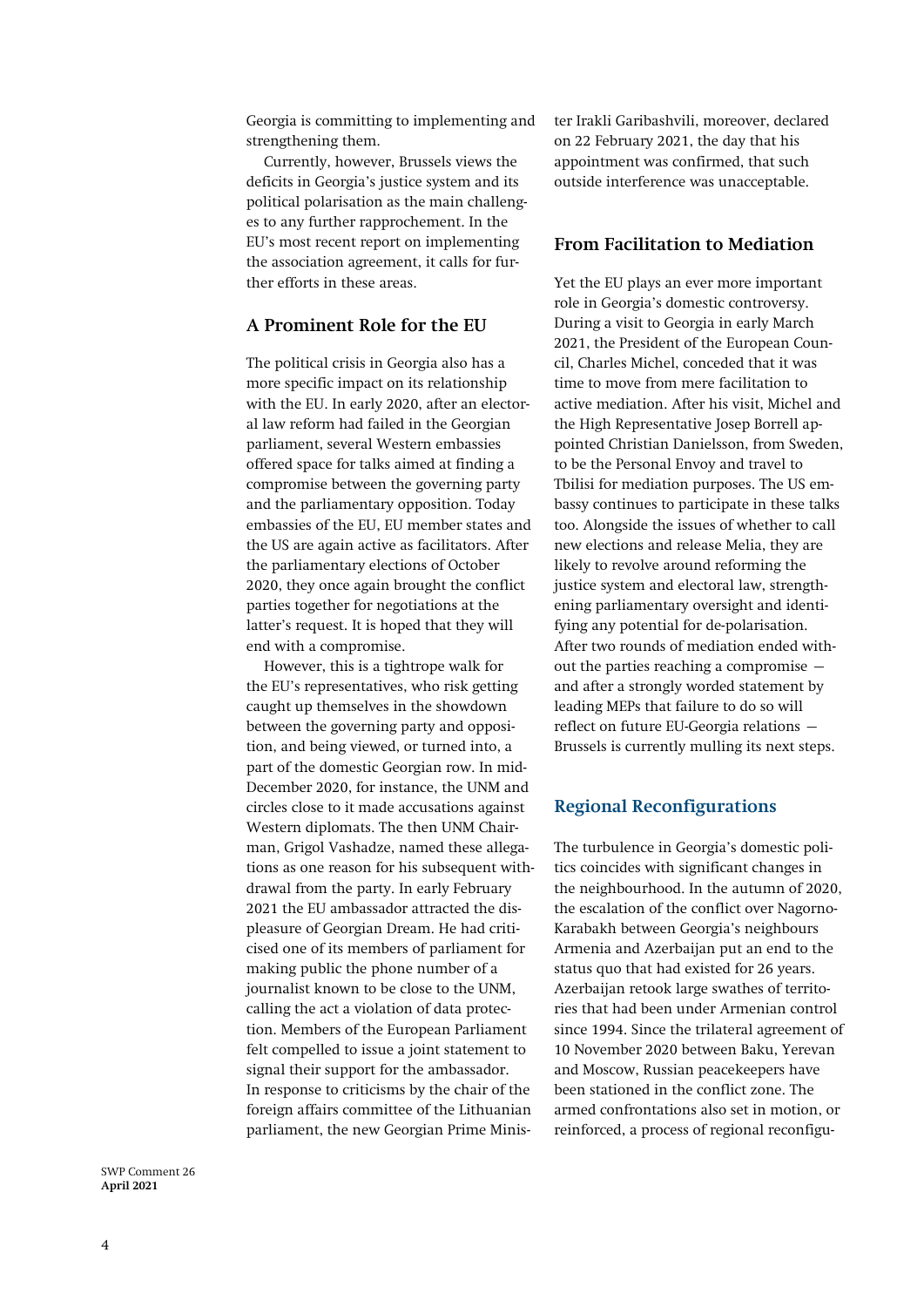Georgia is committing to implementing and strengthening them.

Currently, however, Brussels views the deficits in Georgia's justice system and its political polarisation as the main challenges to any further rapprochement. In the EU's most recent report on implementing the association agreement, it calls for further efforts in these areas.

### A Prominent Role for the EU

The political crisis in Georgia also has a more specific impact on its relationship with the EU. In early 2020, after an electoral law reform had failed in the Georgian parliament, several Western embassies offered space for talks aimed at finding a compromise between the governing party and the parliamentary opposition. Today embassies of the EU, EU member states and the US are again active as facilitators. After the parliamentary elections of October 2020, they once again brought the conflict parties together for negotiations at the latter's request. It is hoped that they will end with a compromise.

However, this is a tightrope walk for the EU's representatives, who risk getting caught up themselves in the showdown between the governing party and opposition, and being viewed, or turned into, a part of the domestic Georgian row. In mid-December 2020, for instance, the UNM and circles close to it made accusations against Western diplomats. The then UNM Chairman, Grigol Vashadze, named these allegations as one reason for his subsequent withdrawal from the party. In early February 2021 the EU ambassador attracted the displeasure of Georgian Dream. He had criticised one of its members of parliament for making public the phone number of a journalist known to be close to the UNM, calling the act a violation of data protection. Members of the European Parliament felt compelled to issue a joint statement to signal their support for the ambassador. In response to criticisms by the chair of the foreign affairs committee of the Lithuanian parliament, the new Georgian Prime Minister Irakli Garibashvili, moreover, declared on 22 February 2021, the day that his appointment was confirmed, that such outside interference was unacceptable.

### From Facilitation to Mediation

Yet the EU plays an ever more important role in Georgia's domestic controversy. During a visit to Georgia in early March 2021, the President of the European Council, Charles Michel, conceded that it was time to move from mere facilitation to active mediation. After his visit, Michel and the High Representative Josep Borrell appointed Christian Danielsson, from Sweden, to be the Personal Envoy and travel to Tbilisi for mediation purposes. The US embassy continues to participate in these talks too. Alongside the issues of whether to call new elections and release Melia, they are likely to revolve around reforming the justice system and electoral law, strengthening parliamentary oversight and identifying any potential for de-polarisation. After two rounds of mediation ended without the parties reaching a compromise — and after a strongly worded statement by leading MEPs that failure to do so will reflect on future EU-Georgia relations — Brussels is currently mulling its next steps.

## Regional Reconfigurations

The turbulence in Georgia's domestic politics coincides with significant changes in the neighbourhood. In the autumn of 2020, the escalation of the conflict over Nagorno-Karabakh between Georgia's neighbours Armenia and Azerbaijan put an end to the status quo that had existed for 26 years. Azerbaijan retook large swathes of territories that had been under Armenian control since 1994. Since the trilateral agreement of 10 November 2020 between Baku, Yerevan and Moscow, Russian peacekeepers have been stationed in the conflict zone. The armed confrontations also set in motion, or reinforced, a process of regional reconfigu-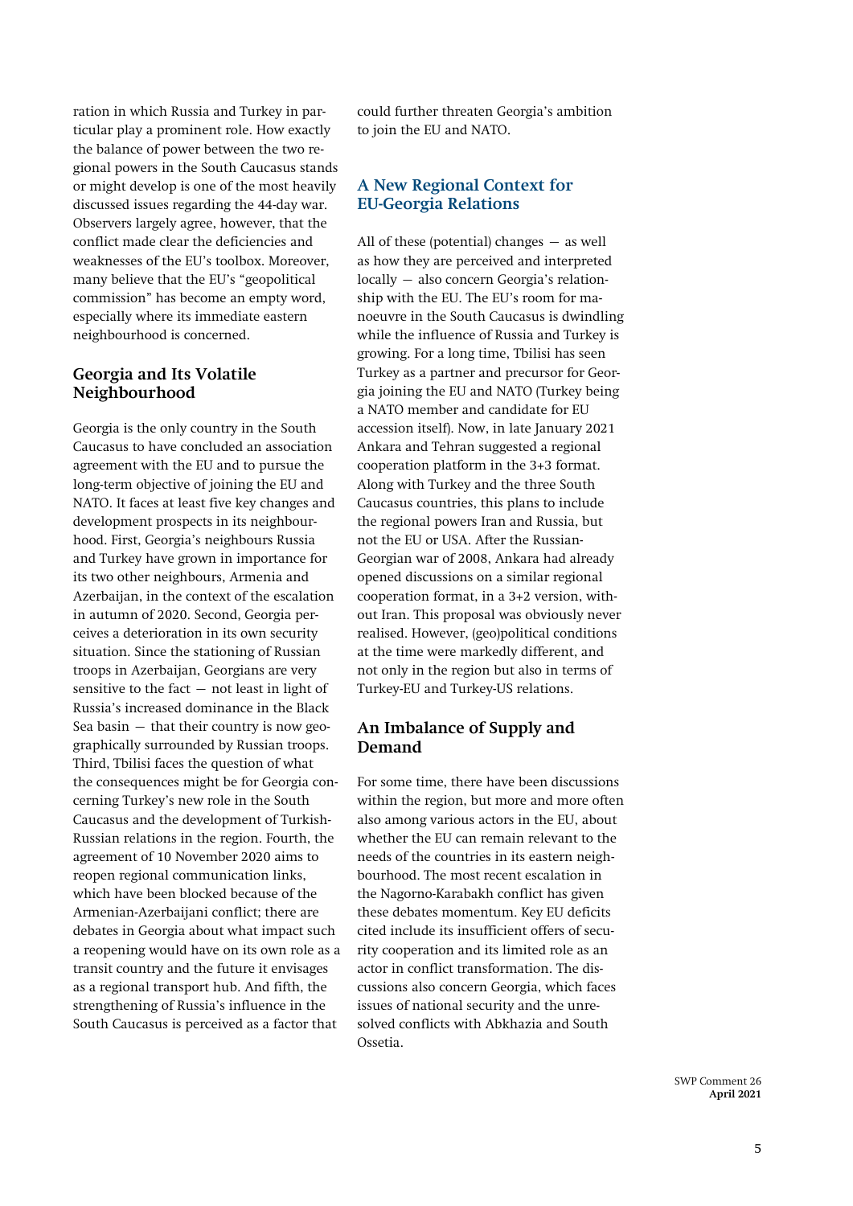ration in which Russia and Turkey in particular play a prominent role. How exactly the balance of power between the two regional powers in the South Caucasus stands or might develop is one of the most heavily discussed issues regarding the 44-day war. Observers largely agree, however, that the conflict made clear the deficiencies and weaknesses of the EU's toolbox. Moreover, many believe that the EU's "geopolitical commission" has become an empty word, especially where its immediate eastern neighbourhood is concerned.

## Georgia and Its Volatile Neighbourhood

Georgia is the only country in the South Caucasus to have concluded an association agreement with the EU and to pursue the long-term objective of joining the EU and NATO. It faces at least five key changes and development prospects in its neighbourhood. First, Georgia's neighbours Russia and Turkey have grown in importance for its two other neighbours, Armenia and Azerbaijan, in the context of the escalation in autumn of 2020. Second, Georgia perceives a deterioration in its own security situation. Since the stationing of Russian troops in Azerbaijan, Georgians are very sensitive to the fact — not least in light of Russia's increased dominance in the Black Sea basin — that their country is now geographically surrounded by Russian troops. Third, Tbilisi faces the question of what the consequences might be for Georgia concerning Turkey's new role in the South Caucasus and the development of Turkish-Russian relations in the region. Fourth, the agreement of 10 November 2020 aims to reopen regional communication links, which have been blocked because of the Armenian-Azerbaijani conflict; there are debates in Georgia about what impact such a reopening would have on its own role as a transit country and the future it envisages as a regional transport hub. And fifth, the strengthening of Russia's influence in the South Caucasus is perceived as a factor that could further threaten Georgia's ambition to join the EU and NATO.

## A New Regional Context for EU-Georgia Relations

All of these (potential) changes — as well as how they are perceived and interpreted locally — also concern Georgia's relationship with the EU. The EU's room for manoeuvre in the South Caucasus is dwindling while the influence of Russia and Turkey is growing. For a long time, Tbilisi has seen Turkey as a partner and precursor for Georgia joining the EU and NATO (Turkey being a NATO member and candidate for EU accession itself). Now, in late January 2021 Ankara and Tehran suggested a regional cooperation platform in the 3+3 format. Along with Turkey and the three South Caucasus countries, this plans to include the regional powers Iran and Russia, but not the EU or USA. After the Russian-Georgian war of 2008, Ankara had already opened discussions on a similar regional cooperation format, in a 3+2 version, without Iran. This proposal was obviously never realised. However, (geo)political conditions at the time were markedly different, and not only in the region but also in terms of Turkey-EU and Turkey-US relations.

## An Imbalance of Supply and Demand

For some time, there have been discussions within the region, but more and more often also among various actors in the EU, about whether the EU can remain relevant to the needs of the countries in its eastern neighbourhood. The most recent escalation in the Nagorno-Karabakh conflict has given these debates momentum. Key EU deficits cited include its insufficient offers of security cooperation and its limited role as an actor in conflict transformation. The discussions also concern Georgia, which faces issues of national security and the unresolved conflicts with Abkhazia and South Ossetia.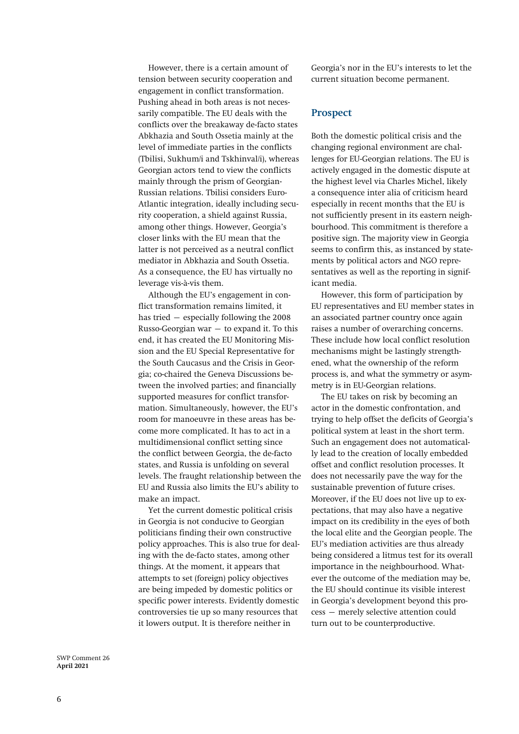However, there is a certain amount of tension between security cooperation and engagement in conflict transformation. Pushing ahead in both areas is not necessarily compatible. The EU deals with the conflicts over the breakaway de-facto states Abkhazia and South Ossetia mainly at the level of immediate parties in the conflicts (Tbilisi, Sukhum/i and Tskhinval/i), whereas Georgian actors tend to view the conflicts mainly through the prism of Georgian-Russian relations. Tbilisi considers Euro-Atlantic integration, ideally including security cooperation, a shield against Russia, among other things. However, Georgia's closer links with the EU mean that the latter is not perceived as a neutral conflict mediator in Abkhazia and South Ossetia. As a consequence, the EU has virtually no leverage vis-à-vis them.

Although the EU's engagement in conflict transformation remains limited, it has tried — especially following the 2008 Russo-Georgian war — to expand it. To this end, it has created the EU Monitoring Mission and the EU Special Representative for the South Caucasus and the Crisis in Georgia; co-chaired the Geneva Discussions between the involved parties; and financially supported measures for conflict transformation. Simultaneously, however, the EU's room for manoeuvre in these areas has become more complicated. It has to act in a multidimensional conflict setting since the conflict between Georgia, the de-facto states, and Russia is unfolding on several levels. The fraught relationship between the EU and Russia also limits the EU's ability to make an impact.

Yet the current domestic political crisis in Georgia is not conducive to Georgian politicians finding their own constructive policy approaches. This is also true for dealing with the de-facto states, among other things. At the moment, it appears that attempts to set (foreign) policy objectives are being impeded by domestic politics or specific power interests. Evidently domestic controversies tie up so many resources that it lowers output. It is therefore neither in Georgia's nor in the EU's interests to let the current situation become permanent.

## Prospect

Both the domestic political crisis and the changing regional environment are challenges for EU-Georgian relations. The EU is actively engaged in the domestic dispute at the highest level via Charles Michel, likely a consequence inter alia of criticism heard especially in recent months that the EU is not sufficiently present in its eastern neighbourhood. This commitment is therefore a positive sign. The majority view in Georgia seems to confirm this, as instanced by statements by political actors and NGO representatives as well as the reporting in significant media.

However, this form of participation by EU representatives and EU member states in an associated partner country once again raises a number of overarching concerns. These include how local conflict resolution mechanisms might be lastingly strengthened, what the ownership of the reform process is, and what the symmetry or asymmetry is in EU-Georgian relations.

The EU takes on risk by becoming an actor in the domestic confrontation, and trying to help offset the deficits of Georgia's political system at least in the short term. Such an engagement does not automatically lead to the creation of locally embedded offset and conflict resolution processes. It does not necessarily pave the way for the sustainable prevention of future crises. Moreover, if the EU does not live up to expectations, that may also have a negative impact on its credibility in the eyes of both the local elite and the Georgian people. The EU's mediation activities are thus already being considered a litmus test for its overall importance in the neighbourhood. Whatever the outcome of the mediation may be, the EU should continue its visible interest in Georgia's development beyond this process — merely selective attention could turn out to be counterproductive.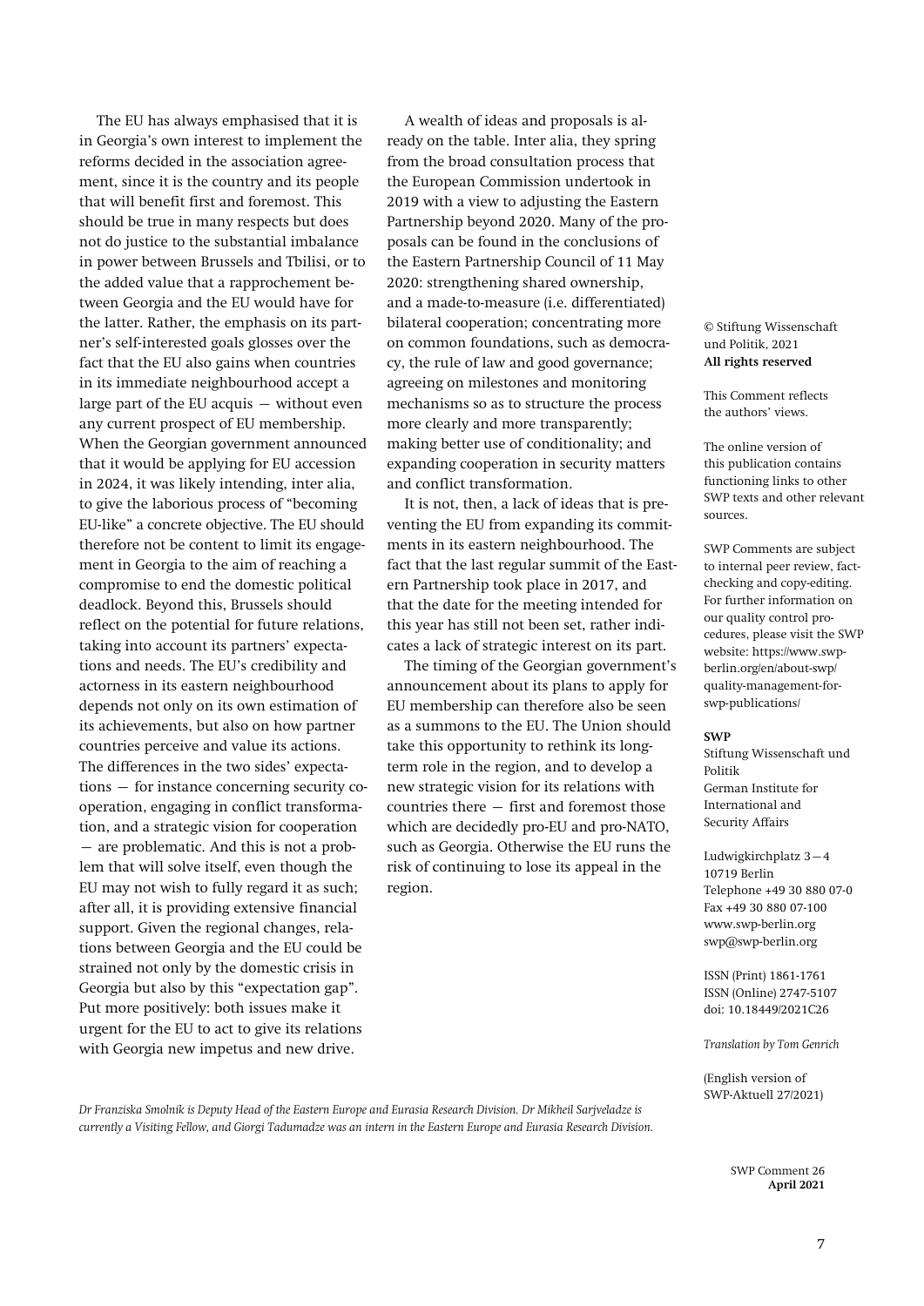The EU has always emphasised that it is in Georgia's own interest to implement the reforms decided in the association agreement, since it is the country and its people that will benefit first and foremost. This should be true in many respects but does not do justice to the substantial imbalance in power between Brussels and Tbilisi, or to the added value that a rapprochement between Georgia and the EU would have for the latter. Rather, the emphasis on its partner's self-interested goals glosses over the fact that the EU also gains when countries in its immediate neighbourhood accept a large part of the EU acquis — without even any current prospect of EU membership. When the Georgian government announced that it would be applying for EU accession in 2024, it was likely intending, inter alia, to give the laborious process of "becoming EU-like" a concrete objective. The EU should therefore not be content to limit its engagement in Georgia to the aim of reaching a compromise to end the domestic political deadlock. Beyond this, Brussels should reflect on the potential for future relations, taking into account its partners' expectations and needs. The EU's credibility and actorness in its eastern neighbourhood depends not only on its own estimation of its achievements, but also on how partner countries perceive and value its actions. The differences in the two sides' expectations — for instance concerning security cooperation, engaging in conflict transformation, and a strategic vision for cooperation — are problematic. And this is not a problem that will solve itself, even though the EU may not wish to fully regard it as such; after all, it is providing extensive financial support. Given the regional changes, relations between Georgia and the EU could be strained not only by the domestic crisis in Georgia but also by this "expectation gap". Put more positively: both issues make it urgent for the EU to act to give its relations with Georgia new impetus and new drive.

A wealth of ideas and proposals is already on the table. Inter alia, they spring from the broad consultation process that the European Commission undertook in 2019 with a view to adjusting the Eastern Partnership beyond 2020. Many of the proposals can be found in the conclusions of the Eastern Partnership Council of 11 May 2020: strengthening shared ownership, and a made-to-measure (i.e. differentiated) bilateral cooperation; concentrating more on common foundations, such as democracy, the rule of law and good governance; agreeing on milestones and monitoring mechanisms so as to structure the process more clearly and more transparently; making better use of conditionality; and expanding cooperation in security matters and conflict transformation.

It is not, then, a lack of ideas that is preventing the EU from expanding its commitments in its eastern neighbourhood. The fact that the last regular summit of the Eastern Partnership took place in 2017, and that the date for the meeting intended for this year has still not been set, rather indicates a lack of strategic interest on its part.

The timing of the Georgian government's announcement about its plans to apply for EU membership can therefore also be seen as a summons to the EU. The Union should take this opportunity to rethink its long-term role in the region, and to develop a new strategic vision for its relations with countries there — first and foremost those which are decidedly pro-EU and pro-NATO, such as Georgia. Otherwise the EU runs the risk of continuing to lose its appeal in the region.

*Dr Franziska Smolnik is Deputy Head of the Eastern Europe and Eurasia Research Division. Dr Mikheil Sarjveladze is currently a Visiting Fellow, and Giorgi Tadumadze was an intern in the Eastern Europe and Eurasia Research Division.*

© Stiftung Wissenschaft und Politik, 2021
**All rights reserved**

This Comment reflects the authors' views.

The online version of this publication contains functioning links to other SWP texts and other relevant sources.

SWP Comments are subject to internal peer review, fact-checking and copy-editing. For further information on our quality control procedures, please visit the SWP website: https://www.swp-berlin.org/en/about-swp/quality-management-for-swp-publications/

**SWP**
Stiftung Wissenschaft und Politik
German Institute for International and Security Affairs

Ludwigkirchplatz 3—4
10719 Berlin
Telephone +49 30 880 07-0
Fax +49 30 880 07-100
www.swp-berlin.org
swp@swp-berlin.org

ISSN (Print) 1861-1761
ISSN (Online) 2747-5107
doi: 10.18449/2021C26

*Translation by Tom Genrich*

(English version of SWP-Aktuell 27/2021)